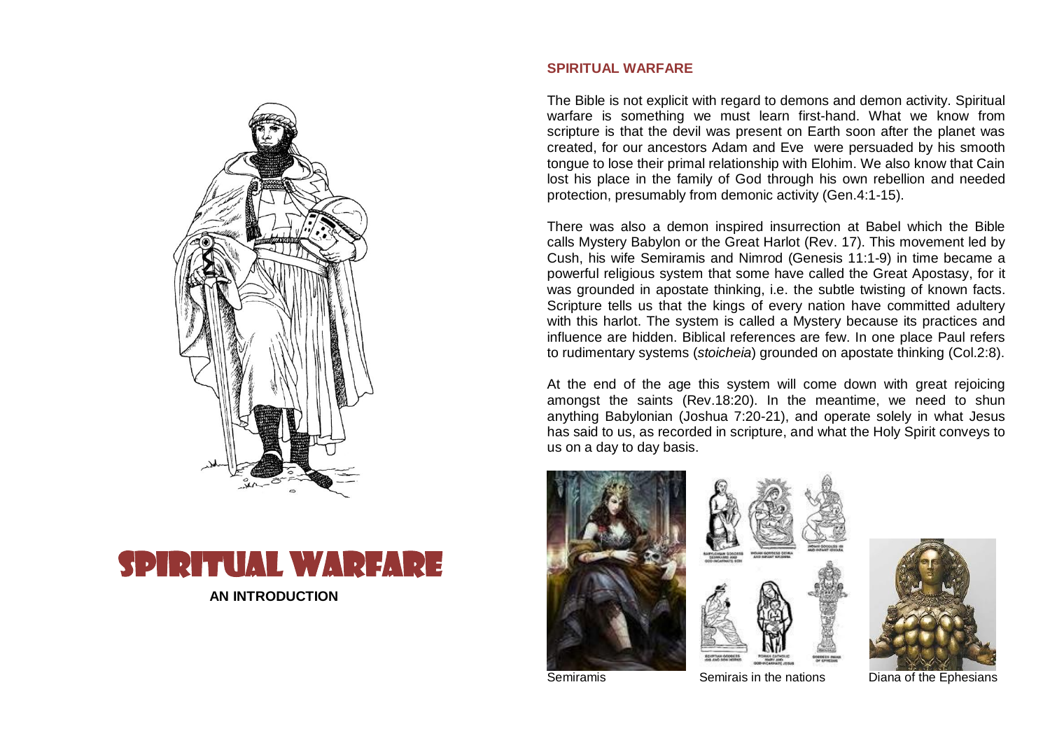# SPIRITUAL WARFARE

**AN INTRODUCTION**

## SPIRITUAL WARFARE

The Bible is not explicit with regard to demons and demon activity. Spiritual warfare is something we must learn first-hand. What we know from scripture is that the devil was present on Earth soon after the planet was created, for our ancestors Adam and Eve were persuaded by his smooth tongue to lose their primal relationship with Elohim. We also know that Cain lost his place in the family of God through his own rebellion and needed protection, presumably from demonic activity (Gen.4:1-15).

There was also a demon inspired insurrection at Babel which the Bible calls Mystery Babylon or the Great Harlot (Rev. 17). This movement led by Cush, his wife Semiramis and Nimrod (Genesis 11:1-9) in time became a powerful religious system that some have called the Great Apostasy, for it was grounded in apostate thinking, i.e. the subtle twisting of known facts. Scripture tells us that the kings of every nation have committed adultery with this harlot. The system is called a Mystery because its practices and influence are hidden. Biblical references are few. In one place Paul refers to rudimentary systems (*stoicheia*) grounded on apostate thinking (Col.2:8).

At the end of the age this system will come down with great rejoicing amongst the saints (Rev.18:20). In the meantime, we need to shun anything Babylonian (Joshua 7:20-21), and operate solely in what Jesus has said to us, as recorded in scripture, and what the Holy Spirit conveys to us on a day to day basis.

Semiramis

Semirais in the nations

Diana of the Ephesians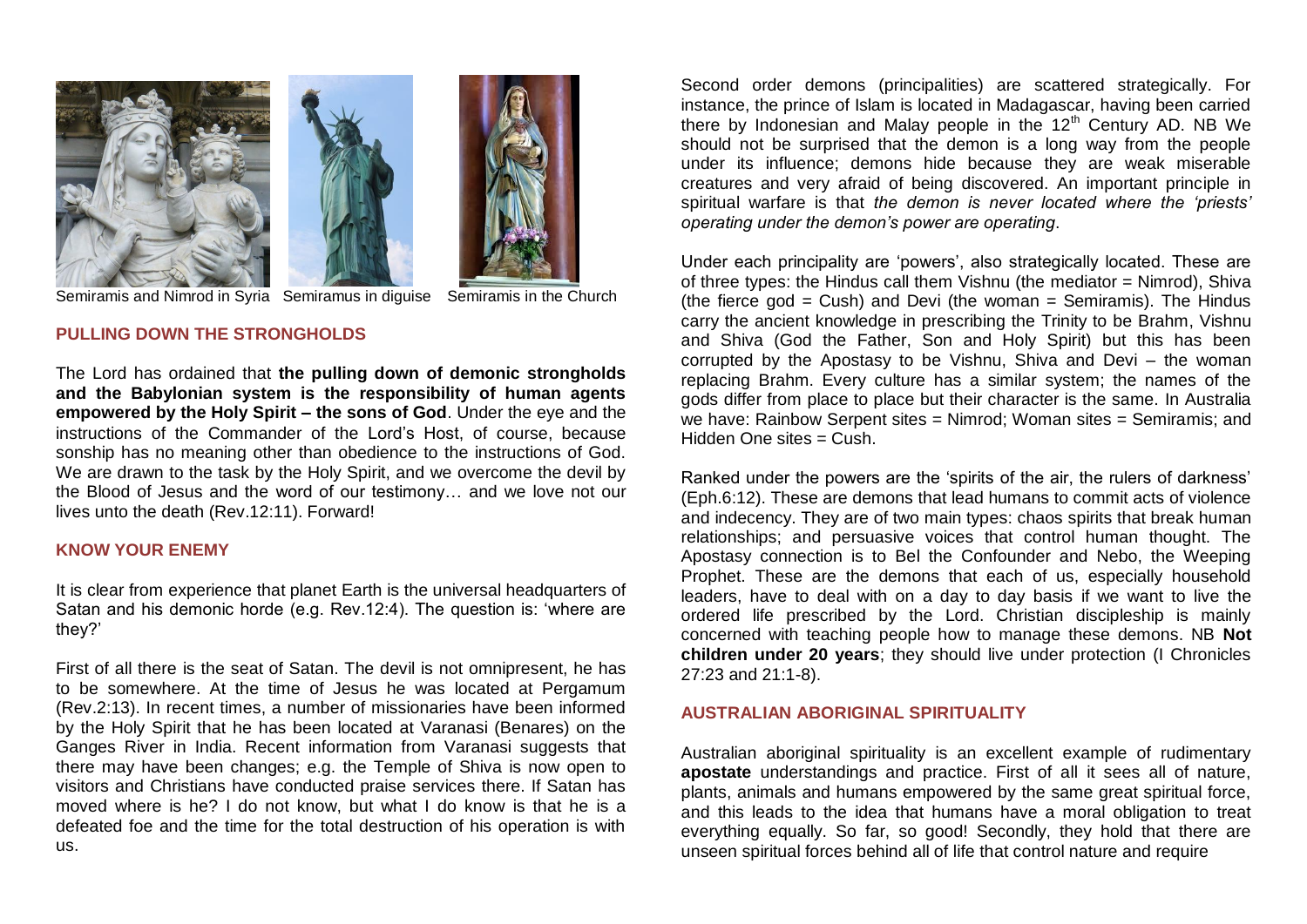Semiramis and Nimrod in Syria Semiramus in diguise Semiramis in the Church

## PULLING DOWN THE STRONGHOLDS

The Lord has ordained that **the pulling down of demonic strongholds and the Babylonian system is the responsibility of human agents empowered by the Holy Spirit – the sons of God**. Under the eye and the instructions of the Commander of the Lord's Host, of course, because sonship has no meaning other than obedience to the instructions of God. We are drawn to the task by the Holy Spirit, and we overcome the devil by the Blood of Jesus and the word of our testimony… and we love not our lives unto the death (Rev.12:11). Forward!

## KNOW YOUR ENEMY

It is clear from experience that planet Earth is the universal headquarters of Satan and his demonic horde (e.g. Rev.12:4). The question is: 'where are they?'

First of all there is the seat of Satan. The devil is not omnipresent, he has to be somewhere. At the time of Jesus he was located at Pergamum (Rev.2:13). In recent times, a number of missionaries have been informed by the Holy Spirit that he has been located at Varanasi (Benares) on the Ganges River in India. Recent information from Varanasi suggests that there may have been changes; e.g. the Temple of Shiva is now open to visitors and Christians have conducted praise services there. If Satan has moved where is he? I do not know, but what I do know is that he is a defeated foe and the time for the total destruction of his operation is with us.

Second order demons (principalities) are scattered strategically. For instance, the prince of Islam is located in Madagascar, having been carried there by Indonesian and Malay people in the 12th Century AD. NB We should not be surprised that the demon is a long way from the people under its influence; demons hide because they are weak miserable creatures and very afraid of being discovered. An important principle in spiritual warfare is that *the demon is never located where the 'priests' operating under the demon's power are operating*.

Under each principality are 'powers', also strategically located. These are of three types: the Hindus call them Vishnu (the mediator = Nimrod), Shiva (the fierce god = Cush) and Devi (the woman = Semiramis). The Hindus carry the ancient knowledge in prescribing the Trinity to be Brahm, Vishnu and Shiva (God the Father, Son and Holy Spirit) but this has been corrupted by the Apostasy to be Vishnu, Shiva and Devi – the woman replacing Brahm. Every culture has a similar system; the names of the gods differ from place to place but their character is the same. In Australia we have: Rainbow Serpent sites = Nimrod; Woman sites = Semiramis; and Hidden One sites = Cush.

Ranked under the powers are the 'spirits of the air, the rulers of darkness' (Eph.6:12). These are demons that lead humans to commit acts of violence and indecency. They are of two main types: chaos spirits that break human relationships; and persuasive voices that control human thought. The Apostasy connection is to Bel the Confounder and Nebo, the Weeping Prophet. These are the demons that each of us, especially household leaders, have to deal with on a day to day basis if we want to live the ordered life prescribed by the Lord. Christian discipleship is mainly concerned with teaching people how to manage these demons. NB **Not children under 20 years**; they should live under protection (I Chronicles 27:23 and 21:1-8).

## AUSTRALIAN ABORIGINAL SPIRITUALITY

Australian aboriginal spirituality is an excellent example of rudimentary **apostate** understandings and practice. First of all it sees all of nature, plants, animals and humans empowered by the same great spiritual force, and this leads to the idea that humans have a moral obligation to treat everything equally. So far, so good! Secondly, they hold that there are unseen spiritual forces behind all of life that control nature and require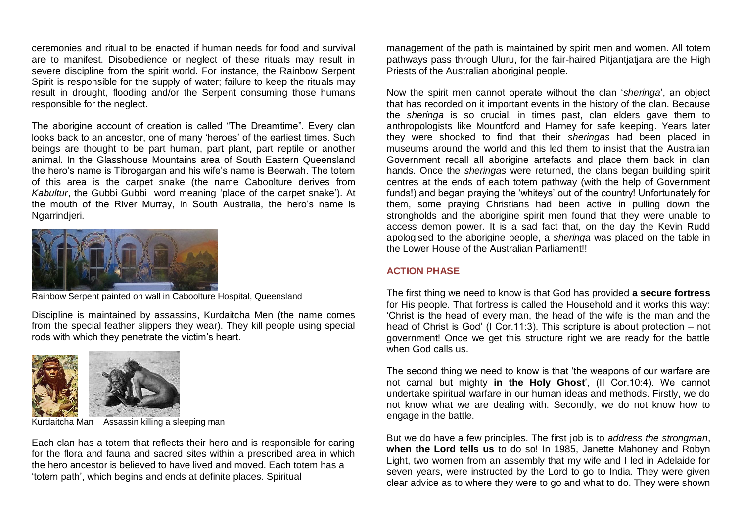ceremonies and ritual to be enacted if human needs for food and survival are to manifest. Disobedience or neglect of these rituals may result in severe discipline from the spirit world. For instance, the Rainbow Serpent Spirit is responsible for the supply of water; failure to keep the rituals may result in drought, flooding and/or the Serpent consuming those humans responsible for the neglect.

The aborigine account of creation is called "The Dreamtime". Every clan looks back to an ancestor, one of many 'heroes' of the earliest times. Such beings are thought to be part human, part plant, part reptile or another animal. In the Glasshouse Mountains area of South Eastern Queensland the hero's name is Tibrogargan and his wife's name is Beerwah. The totem of this area is the carpet snake (the name Caboolture derives from *Kabultur*, the Gubbi Gubbi word meaning 'place of the carpet snake'). At the mouth of the River Murray, in South Australia, the hero's name is Ngarrindjeri.

Rainbow Serpent painted on wall in Caboolture Hospital, Queensland

Discipline is maintained by assassins, Kurdaitcha Men (the name comes from the special feather slippers they wear). They kill people using special rods with which they penetrate the victim's heart.

Kurdaitcha Man    Assassin killing a sleeping man

Each clan has a totem that reflects their hero and is responsible for caring for the flora and fauna and sacred sites within a prescribed area in which the hero ancestor is believed to have lived and moved. Each totem has a 'totem path', which begins and ends at definite places. Spiritual management of the path is maintained by spirit men and women. All totem pathways pass through Uluru, for the fair-haired Pitjantjatjara are the High Priests of the Australian aboriginal people.

Now the spirit men cannot operate without the clan '*sheringa*', an object that has recorded on it important events in the history of the clan. Because the *sheringa* is so crucial, in times past, clan elders gave them to anthropologists like Mountford and Harney for safe keeping. Years later they were shocked to find that their *sheringas* had been placed in museums around the world and this led them to insist that the Australian Government recall all aborigine artefacts and place them back in clan hands. Once the *sheringas* were returned, the clans began building spirit centres at the ends of each totem pathway (with the help of Government funds!) and began praying the 'whiteys' out of the country! Unfortunately for them, some praying Christians had been active in pulling down the strongholds and the aborigine spirit men found that they were unable to access demon power. It is a sad fact that, on the day the Kevin Rudd apologised to the aborigine people, a *sheringa* was placed on the table in the Lower House of the Australian Parliament!!

## ACTION PHASE

The first thing we need to know is that God has provided **a secure fortress** for His people. That fortress is called the Household and it works this way: 'Christ is the head of every man, the head of the wife is the man and the head of Christ is God' (I Cor.11:3). This scripture is about protection – not government! Once we get this structure right we are ready for the battle when God calls us.

The second thing we need to know is that 'the weapons of our warfare are not carnal but mighty **in the Holy Ghost**', (II Cor.10:4). We cannot undertake spiritual warfare in our human ideas and methods. Firstly, we do not know what we are dealing with. Secondly, we do not know how to engage in the battle.

But we do have a few principles. The first job is to *address the strongman*, **when the Lord tells us** to do so! In 1985, Janette Mahoney and Robyn Light, two women from an assembly that my wife and I led in Adelaide for seven years, were instructed by the Lord to go to India. They were given clear advice as to where they were to go and what to do. They were shown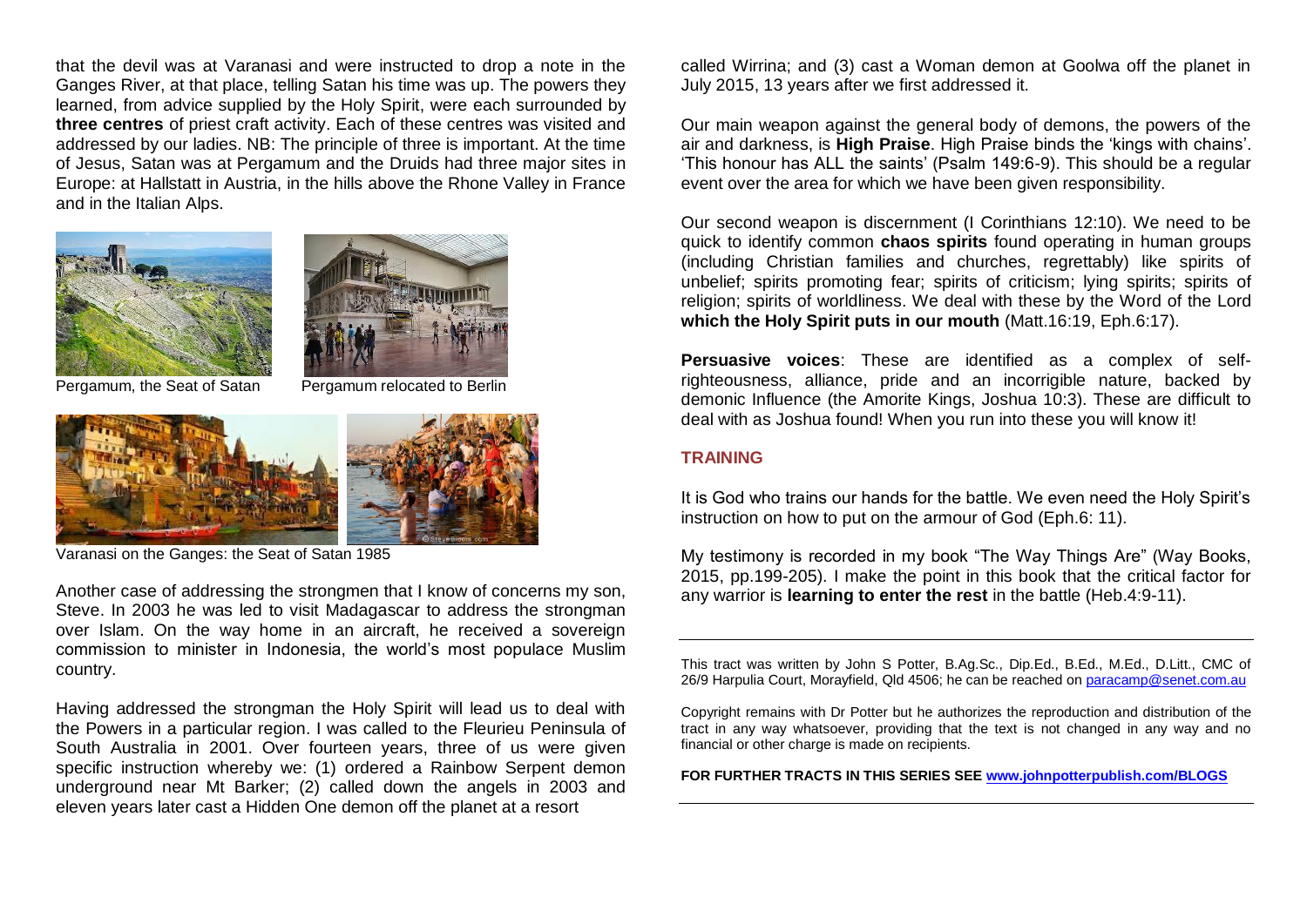that the devil was at Varanasi and were instructed to drop a note in the Ganges River, at that place, telling Satan his time was up. The powers they learned, from advice supplied by the Holy Spirit, were each surrounded by **three centres** of priest craft activity. Each of these centres was visited and addressed by our ladies. NB: The principle of three is important. At the time of Jesus, Satan was at Pergamum and the Druids had three major sites in Europe: at Hallstatt in Austria, in the hills above the Rhone Valley in France and in the Italian Alps.

Pergamum, the Seat of Satan

Pergamum relocated to Berlin

Varanasi on the Ganges: the Seat of Satan 1985

Another case of addressing the strongmen that I know of concerns my son, Steve. In 2003 he was led to visit Madagascar to address the strongman over Islam. On the way home in an aircraft, he received a sovereign commission to minister in Indonesia, the world's most populace Muslim country.

Having addressed the strongman the Holy Spirit will lead us to deal with the Powers in a particular region. I was called to the Fleurieu Peninsula of South Australia in 2001. Over fourteen years, three of us were given specific instruction whereby we: (1) ordered a Rainbow Serpent demon underground near Mt Barker; (2) called down the angels in 2003 and eleven years later cast a Hidden One demon off the planet at a resort called Wirrina; and (3) cast a Woman demon at Goolwa off the planet in July 2015, 13 years after we first addressed it.

Our main weapon against the general body of demons, the powers of the air and darkness, is **High Praise**. High Praise binds the 'kings with chains'. 'This honour has ALL the saints' (Psalm 149:6-9). This should be a regular event over the area for which we have been given responsibility.

Our second weapon is discernment (I Corinthians 12:10). We need to be quick to identify common **chaos spirits** found operating in human groups (including Christian families and churches, regrettably) like spirits of unbelief; spirits promoting fear; spirits of criticism; lying spirits; spirits of religion; spirits of worldliness. We deal with these by the Word of the Lord **which the Holy Spirit puts in our mouth** (Matt.16:19, Eph.6:17).

**Persuasive voices**: These are identified as a complex of self-righteousness, alliance, pride and an incorrigible nature, backed by demonic Influence (the Amorite Kings, Joshua 10:3). These are difficult to deal with as Joshua found! When you run into these you will know it!

## TRAINING

It is God who trains our hands for the battle. We even need the Holy Spirit's instruction on how to put on the armour of God (Eph.6: 11).

My testimony is recorded in my book "The Way Things Are" (Way Books, 2015, pp.199-205). I make the point in this book that the critical factor for any warrior is **learning to enter the rest** in the battle (Heb.4:9-11).

---

This tract was written by John S Potter, B.Ag.Sc., Dip.Ed., B.Ed., M.Ed., D.Litt., CMC of 26/9 Harpulia Court, Morayfield, Qld 4506; he can be reached on paracamp@senet.com.au

Copyright remains with Dr Potter but he authorizes the reproduction and distribution of the tract in any way whatsoever, providing that the text is not changed in any way and no financial or other charge is made on recipients.

**FOR FURTHER TRACTS IN THIS SERIES SEE www.johnpotterpublish.com/BLOGS**